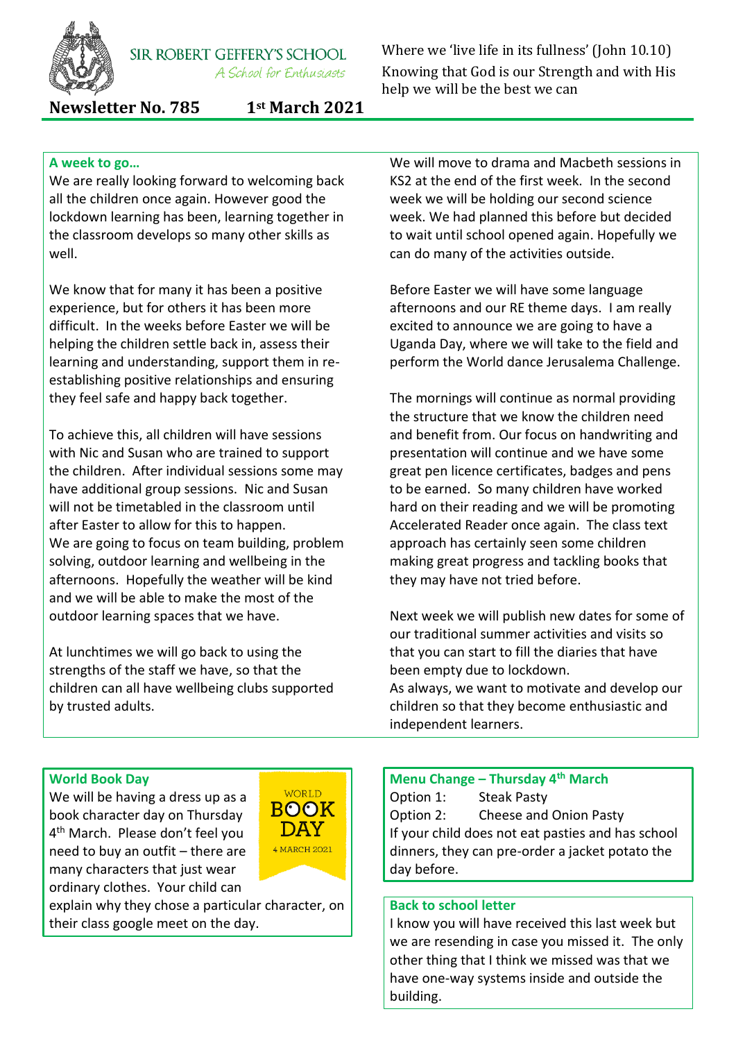SIR ROBERT GEFFERY'S SCHOOL
*A School for Enthusiasts*

Where we 'live life in its fullness' (John 10.10)
Knowing that God is our Strength and with His help we will be the best we can

**Newsletter No. 785 1st March 2021**

### A week to go…

We are really looking forward to welcoming back all the children once again. However good the lockdown learning has been, learning together in the classroom develops so many other skills as well.

We know that for many it has been a positive experience, but for others it has been more difficult. In the weeks before Easter we will be helping the children settle back in, assess their learning and understanding, support them in re-establishing positive relationships and ensuring they feel safe and happy back together.

To achieve this, all children will have sessions with Nic and Susan who are trained to support the children. After individual sessions some may have additional group sessions. Nic and Susan will not be timetabled in the classroom until after Easter to allow for this to happen.
We are going to focus on team building, problem solving, outdoor learning and wellbeing in the afternoons. Hopefully the weather will be kind and we will be able to make the most of the outdoor learning spaces that we have.

At lunchtimes we will go back to using the strengths of the staff we have, so that the children can all have wellbeing clubs supported by trusted adults.

We will move to drama and Macbeth sessions in KS2 at the end of the first week. In the second week we will be holding our second science week. We had planned this before but decided to wait until school opened again. Hopefully we can do many of the activities outside.

Before Easter we will have some language afternoons and our RE theme days. I am really excited to announce we are going to have a Uganda Day, where we will take to the field and perform the World dance Jerusalema Challenge.

The mornings will continue as normal providing the structure that we know the children need and benefit from. Our focus on handwriting and presentation will continue and we have some great pen licence certificates, badges and pens to be earned. So many children have worked hard on their reading and we will be promoting Accelerated Reader once again. The class text approach has certainly seen some children making great progress and tackling books that they may have not tried before.

Next week we will publish new dates for some of our traditional summer activities and visits so that you can start to fill the diaries that have been empty due to lockdown.
As always, we want to motivate and develop our children so that they become enthusiastic and independent learners.

### World Book Day

WORLD BOOK DAY 4 MARCH 2021

We will be having a dress up as a book character day on Thursday 4th March. Please don't feel you need to buy an outfit – there are many characters that just wear ordinary clothes. Your child can explain why they chose a particular character, on their class google meet on the day.

### Menu Change – Thursday 4th March

Option 1: Steak Pasty
Option 2: Cheese and Onion Pasty
If your child does not eat pasties and has school dinners, they can pre-order a jacket potato the day before.

### Back to school letter

I know you will have received this last week but we are resending in case you missed it. The only other thing that I think we missed was that we have one-way systems inside and outside the building.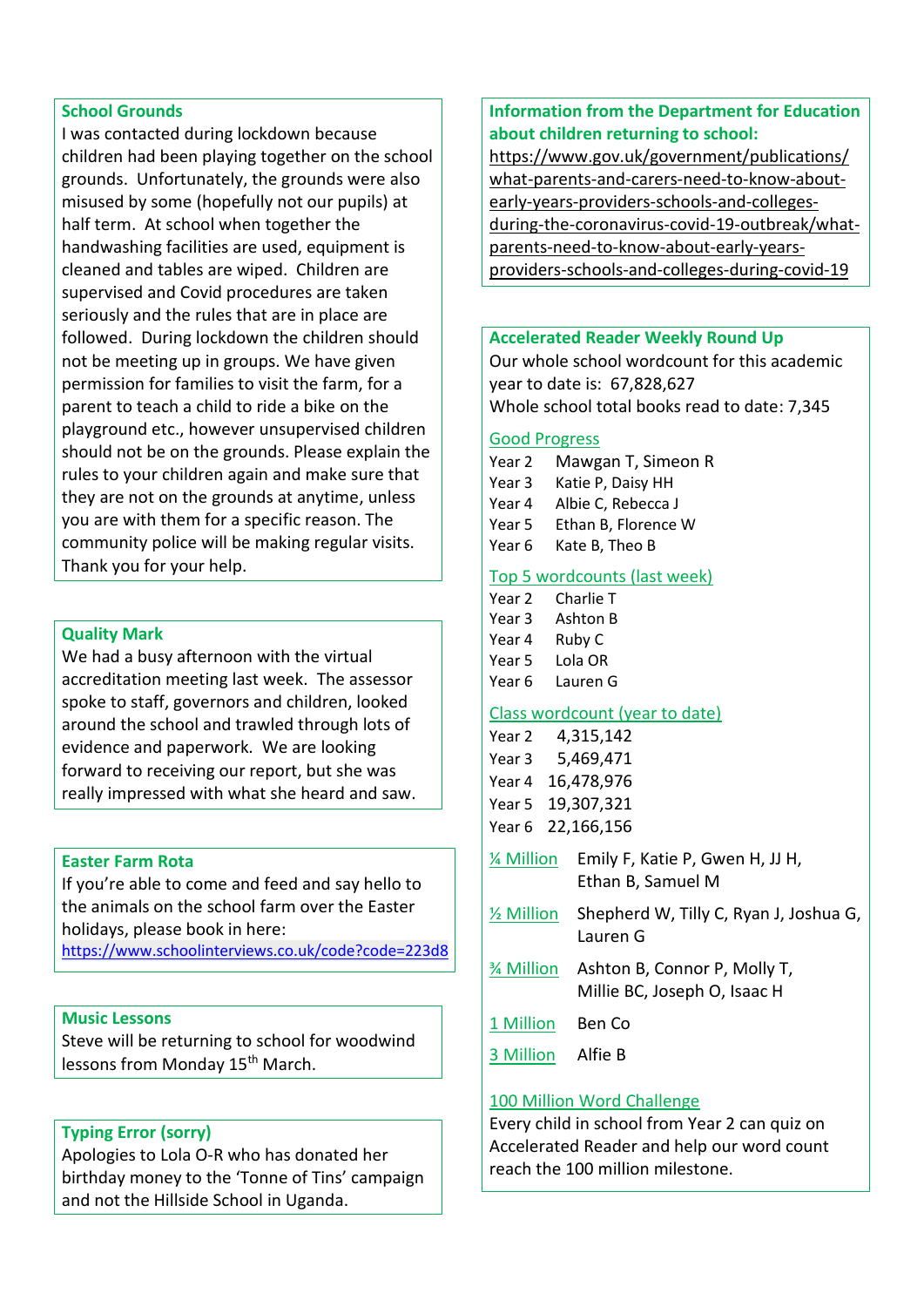## School Grounds

I was contacted during lockdown because children had been playing together on the school grounds. Unfortunately, the grounds were also misused by some (hopefully not our pupils) at half term. At school when together the handwashing facilities are used, equipment is cleaned and tables are wiped. Children are supervised and Covid procedures are taken seriously and the rules that are in place are followed. During lockdown the children should not be meeting up in groups. We have given permission for families to visit the farm, for a parent to teach a child to ride a bike on the playground etc., however unsupervised children should not be on the grounds. Please explain the rules to your children again and make sure that they are not on the grounds at anytime, unless you are with them for a specific reason. The community police will be making regular visits. Thank you for your help.

## Quality Mark

We had a busy afternoon with the virtual accreditation meeting last week. The assessor spoke to staff, governors and children, looked around the school and trawled through lots of evidence and paperwork. We are looking forward to receiving our report, but she was really impressed with what she heard and saw.

## Easter Farm Rota

If you're able to come and feed and say hello to the animals on the school farm over the Easter holidays, please book in here:
https://www.schoolinterviews.co.uk/code?code=223d8

## Music Lessons

Steve will be returning to school for woodwind lessons from Monday 15th March.

## Typing Error (sorry)

Apologies to Lola O-R who has donated her birthday money to the 'Tonne of Tins' campaign and not the Hillside School in Uganda.

## Information from the Department for Education about children returning to school:

https://www.gov.uk/government/publications/what-parents-and-carers-need-to-know-about-early-years-providers-schools-and-colleges-during-the-coronavirus-covid-19-outbreak/what-parents-need-to-know-about-early-years-providers-schools-and-colleges-during-covid-19

## Accelerated Reader Weekly Round Up

Our whole school wordcount for this academic year to date is: 67,828,627

Whole school total books read to date: 7,345

### Good Progress

| | |
|---|---|
| Year 2 | Mawgan T, Simeon R |
| Year 3 | Katie P, Daisy HH |
| Year 4 | Albie C, Rebecca J |
| Year 5 | Ethan B, Florence W |
| Year 6 | Kate B, Theo B |

### Top 5 wordcounts (last week)

| | |
|---|---|
| Year 2 | Charlie T |
| Year 3 | Ashton B |
| Year 4 | Ruby C |
| Year 5 | Lola OR |
| Year 6 | Lauren G |

### Class wordcount (year to date)

| | |
|---|---|
| Year 2 | 4,315,142 |
| Year 3 | 5,469,471 |
| Year 4 | 16,478,976 |
| Year 5 | 19,307,321 |
| Year 6 | 22,166,156 |

| | |
|---|---|
| ¼ Million | Emily F, Katie P, Gwen H, JJ H, Ethan B, Samuel M |
| ½ Million | Shepherd W, Tilly C, Ryan J, Joshua G, Lauren G |
| ¾ Million | Ashton B, Connor P, Molly T, Millie BC, Joseph O, Isaac H |
| 1 Million | Ben Co |
| 3 Million | Alfie B |

### 100 Million Word Challenge

Every child in school from Year 2 can quiz on Accelerated Reader and help our word count reach the 100 million milestone.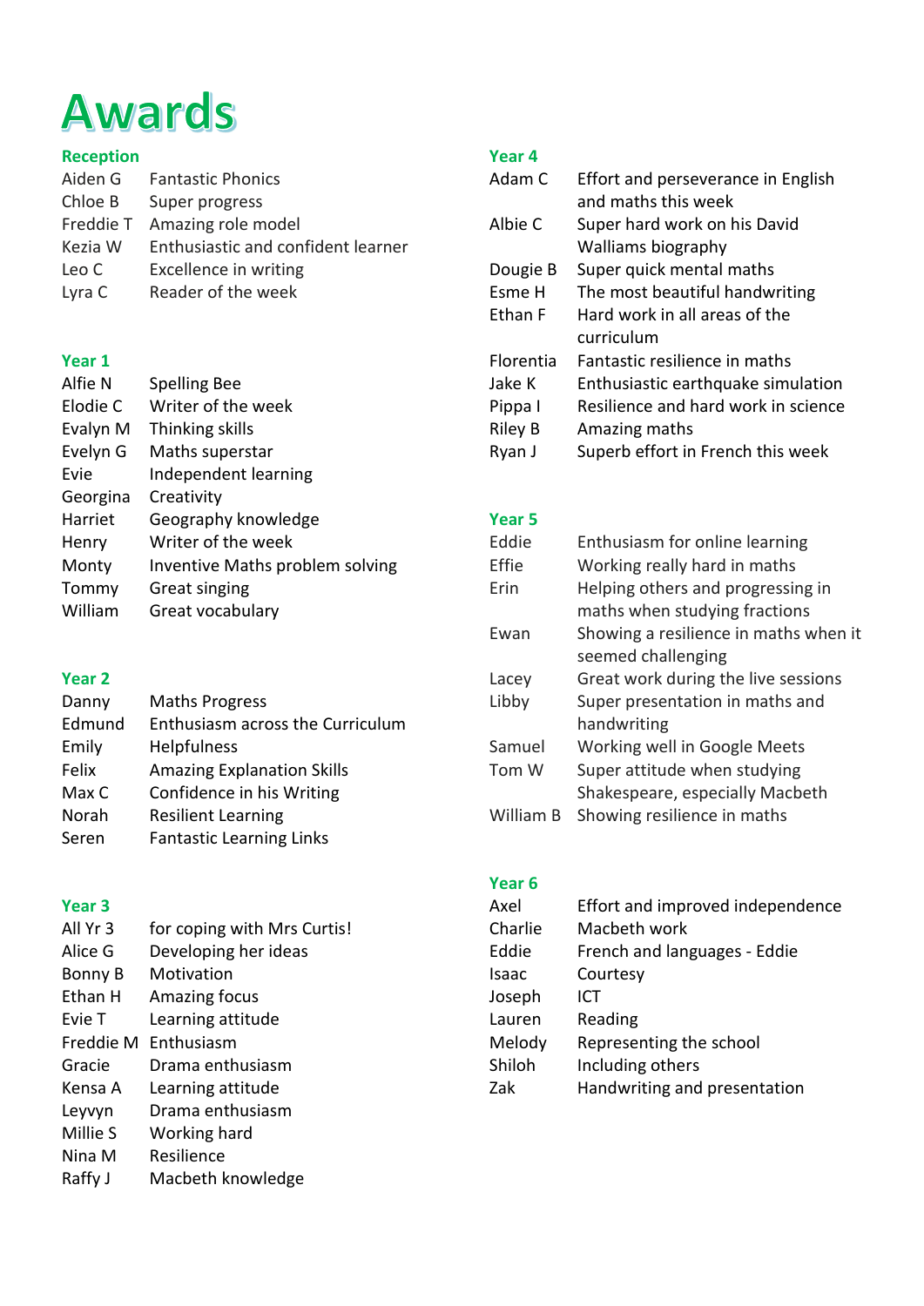# Awards

## Reception

| | |
|---|---|
| Aiden G | Fantastic Phonics |
| Chloe B | Super progress |
| Freddie T | Amazing role model |
| Kezia W | Enthusiastic and confident learner |
| Leo C | Excellence in writing |
| Lyra C | Reader of the week |

## Year 1

| | |
|---|---|
| Alfie N | Spelling Bee |
| Elodie C | Writer of the week |
| Evalyn M | Thinking skills |
| Evelyn G | Maths superstar |
| Evie | Independent learning |
| Georgina | Creativity |
| Harriet | Geography knowledge |
| Henry | Writer of the week |
| Monty | Inventive Maths problem solving |
| Tommy | Great singing |
| William | Great vocabulary |

## Year 2

| | |
|---|---|
| Danny | Maths Progress |
| Edmund | Enthusiasm across the Curriculum |
| Emily | Helpfulness |
| Felix | Amazing Explanation Skills |
| Max C | Confidence in his Writing |
| Norah | Resilient Learning |
| Seren | Fantastic Learning Links |

## Year 3

| | |
|---|---|
| All Yr 3 | for coping with Mrs Curtis! |
| Alice G | Developing her ideas |
| Bonny B | Motivation |
| Ethan H | Amazing focus |
| Evie T | Learning attitude |
| Freddie M | Enthusiasm |
| Gracie | Drama enthusiasm |
| Kensa A | Learning attitude |
| Leyvyn | Drama enthusiasm |
| Millie S | Working hard |
| Nina M | Resilience |
| Raffy J | Macbeth knowledge |

## Year 4

| | |
|---|---|
| Adam C | Effort and perseverance in English and maths this week |
| Albie C | Super hard work on his David Walliams biography |
| Dougie B | Super quick mental maths |
| Esme H | The most beautiful handwriting |
| Ethan F | Hard work in all areas of the curriculum |
| Florentia | Fantastic resilience in maths |
| Jake K | Enthusiastic earthquake simulation |
| Pippa I | Resilience and hard work in science |
| Riley B | Amazing maths |
| Ryan J | Superb effort in French this week |

## Year 5

| | |
|---|---|
| Eddie | Enthusiasm for online learning |
| Effie | Working really hard in maths |
| Erin | Helping others and progressing in maths when studying fractions |
| Ewan | Showing a resilience in maths when it seemed challenging |
| Lacey | Great work during the live sessions |
| Libby | Super presentation in maths and handwriting |
| Samuel | Working well in Google Meets |
| Tom W | Super attitude when studying Shakespeare, especially Macbeth |
| William B | Showing resilience in maths |

## Year 6

| | |
|---|---|
| Axel | Effort and improved independence |
| Charlie | Macbeth work |
| Eddie | French and languages - Eddie |
| Isaac | Courtesy |
| Joseph | ICT |
| Lauren | Reading |
| Melody | Representing the school |
| Shiloh | Including others |
| Zak | Handwriting and presentation |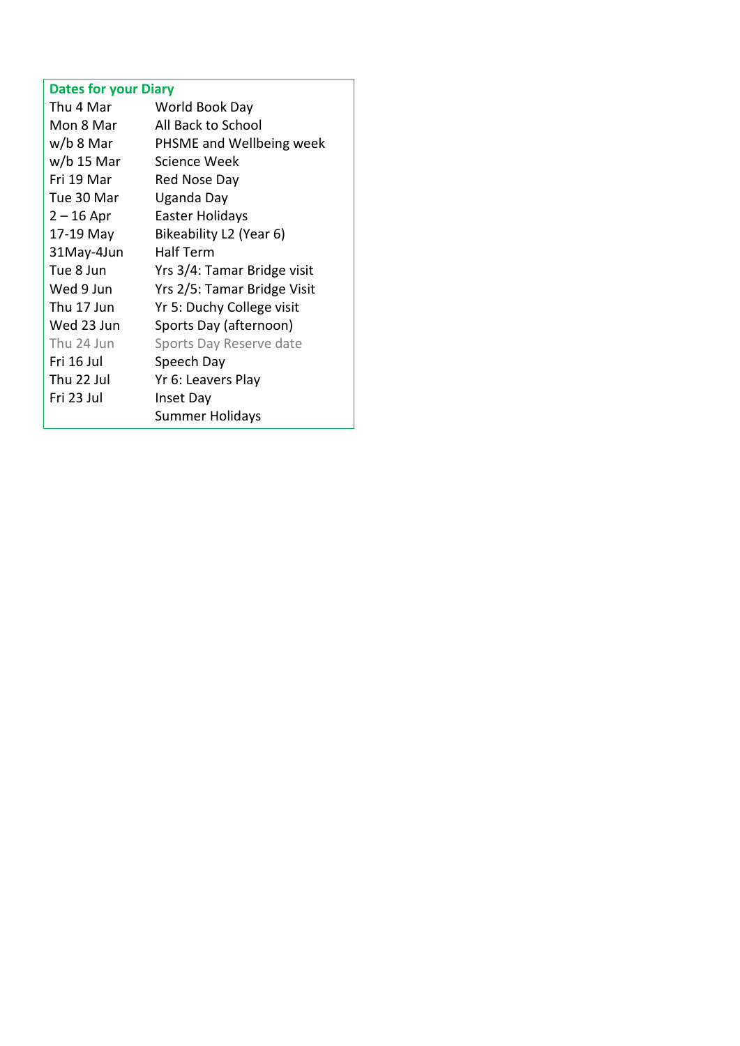## Dates for your Diary

| | |
|---|---|
| Thu 4 Mar | World Book Day |
| Mon 8 Mar | All Back to School |
| w/b 8 Mar | PHSME and Wellbeing week |
| w/b 15 Mar | Science Week |
| Fri 19 Mar | Red Nose Day |
| Tue 30 Mar | Uganda Day |
| 2 – 16 Apr | Easter Holidays |
| 17-19 May | Bikeability L2 (Year 6) |
| 31May-4Jun | Half Term |
| Tue 8 Jun | Yrs 3/4: Tamar Bridge visit |
| Wed 9 Jun | Yrs 2/5: Tamar Bridge Visit |
| Thu 17 Jun | Yr 5: Duchy College visit |
| Wed 23 Jun | Sports Day (afternoon) |
| Thu 24 Jun | Sports Day Reserve date |
| Fri 16 Jul | Speech Day |
| Thu 22 Jul | Yr 6: Leavers Play |
| Fri 23 Jul | Inset Day |
| | Summer Holidays |